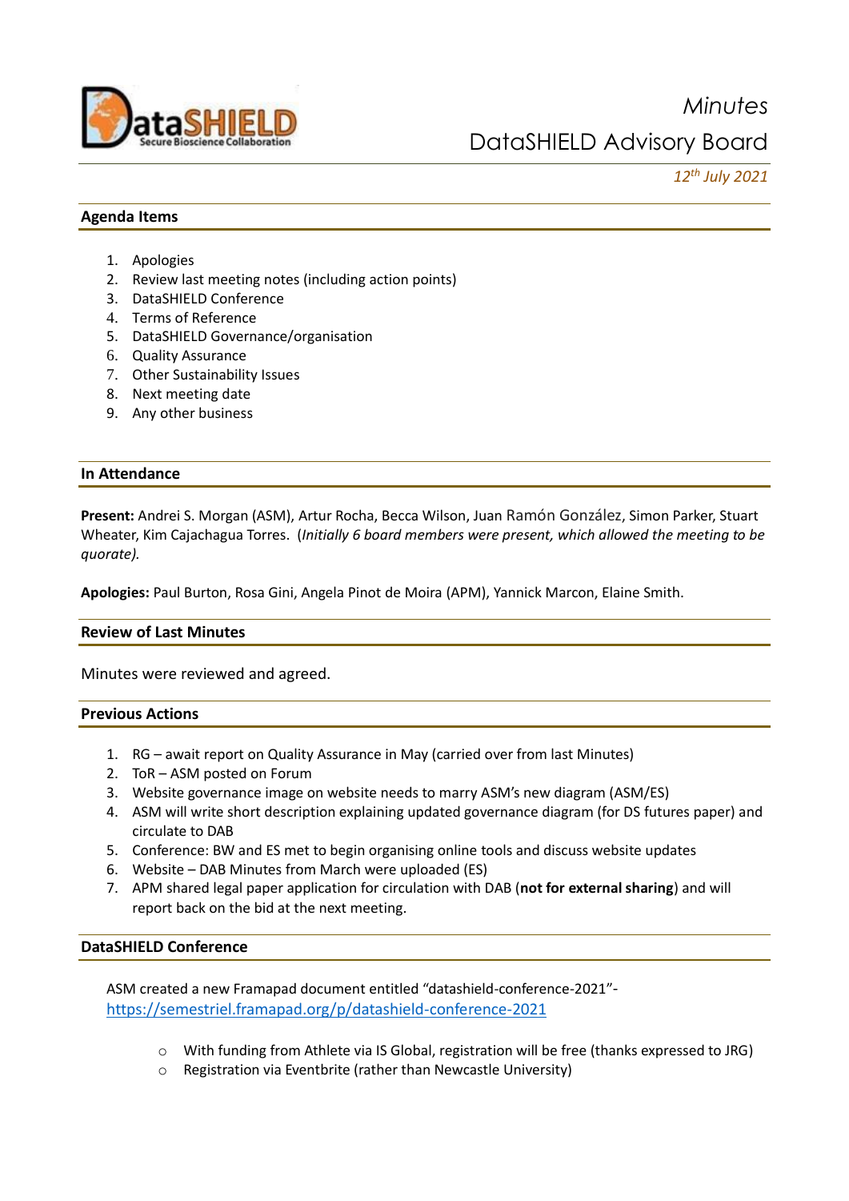# Minutes

## DataSHIELD Advisory Board

*12th July 2021*

## Agenda Items

1. Apologies
2. Review last meeting notes (including action points)
3. DataSHIELD Conference
4. Terms of Reference
5. DataSHIELD Governance/organisation
6. Quality Assurance
7. Other Sustainability Issues
8. Next meeting date
9. Any other business

## In Attendance

**Present:** Andrei S. Morgan (ASM), Artur Rocha, Becca Wilson, Juan Ramón González, Simon Parker, Stuart Wheater, Kim Cajachagua Torres. (*Initially 6 board members were present, which allowed the meeting to be quorate).*

**Apologies:** Paul Burton, Rosa Gini, Angela Pinot de Moira (APM), Yannick Marcon, Elaine Smith.

## Review of Last Minutes

Minutes were reviewed and agreed.

## Previous Actions

1. RG – await report on Quality Assurance in May (carried over from last Minutes)
2. ToR – ASM posted on Forum
3. Website governance image on website needs to marry ASM's new diagram (ASM/ES)
4. ASM will write short description explaining updated governance diagram (for DS futures paper) and circulate to DAB
5. Conference: BW and ES met to begin organising online tools and discuss website updates
6. Website – DAB Minutes from March were uploaded (ES)
7. APM shared legal paper application for circulation with DAB (**not for external sharing**) and will report back on the bid at the next meeting.

## DataSHIELD Conference

ASM created a new Framapad document entitled "datashield-conference-2021"- https://semestriel.framapad.org/p/datashield-conference-2021

- With funding from Athlete via IS Global, registration will be free (thanks expressed to JRG)
- Registration via Eventbrite (rather than Newcastle University)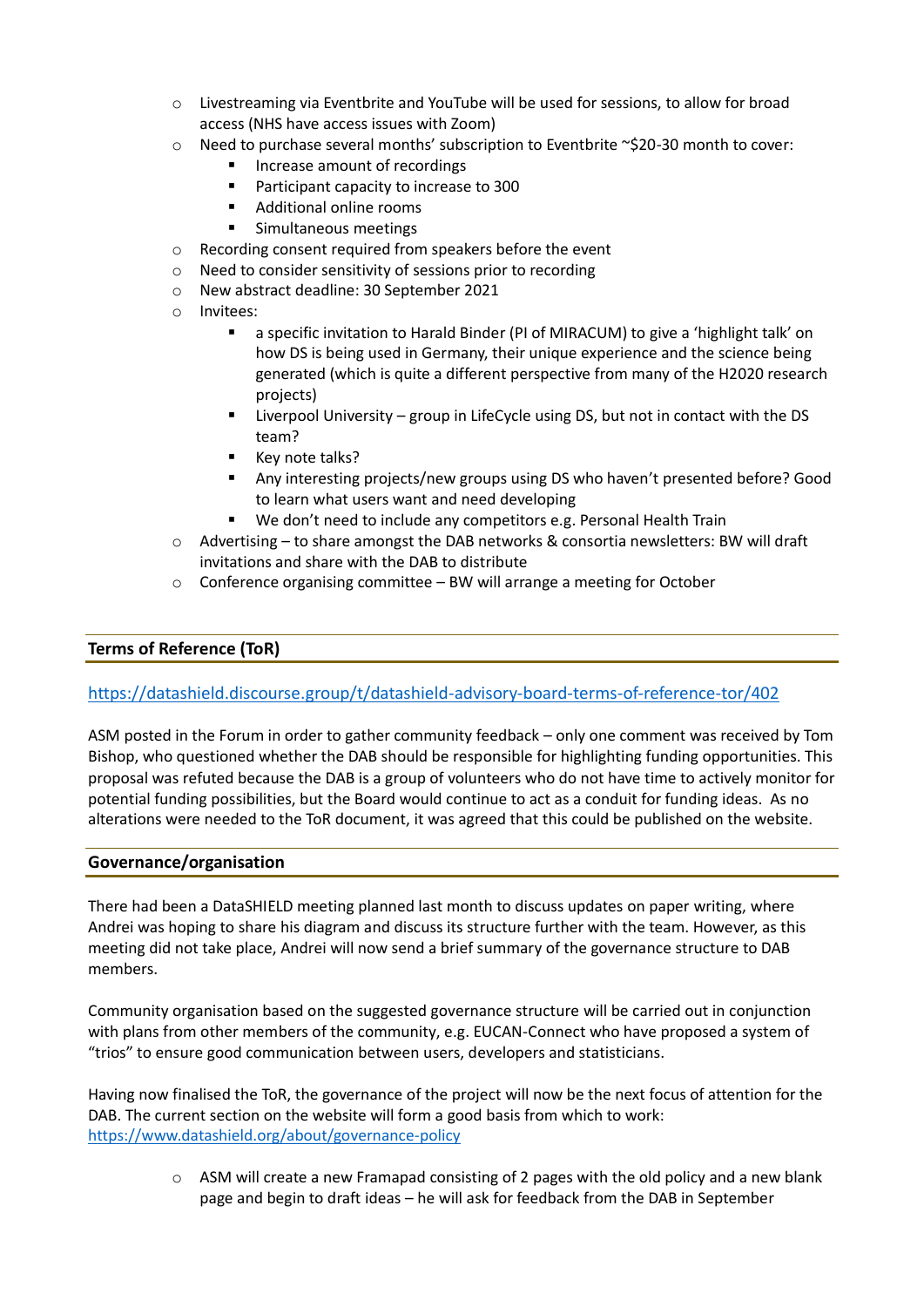- Livestreaming via Eventbrite and YouTube will be used for sessions, to allow for broad access (NHS have access issues with Zoom)
- Need to purchase several months' subscription to Eventbrite ~$20-30 month to cover:
    - Increase amount of recordings
    - Participant capacity to increase to 300
    - Additional online rooms
    - Simultaneous meetings
- Recording consent required from speakers before the event
- Need to consider sensitivity of sessions prior to recording
- New abstract deadline: 30 September 2021
- Invitees:
    - a specific invitation to Harald Binder (PI of MIRACUM) to give a 'highlight talk' on how DS is being used in Germany, their unique experience and the science being generated (which is quite a different perspective from many of the H2020 research projects)
    - Liverpool University – group in LifeCycle using DS, but not in contact with the DS team?
    - Key note talks?
    - Any interesting projects/new groups using DS who haven't presented before? Good to learn what users want and need developing
    - We don't need to include any competitors e.g. Personal Health Train
- Advertising – to share amongst the DAB networks & consortia newsletters: BW will draft invitations and share with the DAB to distribute
- Conference organising committee – BW will arrange a meeting for October

## Terms of Reference (ToR)

https://datashield.discourse.group/t/datashield-advisory-board-terms-of-reference-tor/402

ASM posted in the Forum in order to gather community feedback – only one comment was received by Tom Bishop, who questioned whether the DAB should be responsible for highlighting funding opportunities. This proposal was refuted because the DAB is a group of volunteers who do not have time to actively monitor for potential funding possibilities, but the Board would continue to act as a conduit for funding ideas. As no alterations were needed to the ToR document, it was agreed that this could be published on the website.

## Governance/organisation

There had been a DataSHIELD meeting planned last month to discuss updates on paper writing, where Andrei was hoping to share his diagram and discuss its structure further with the team. However, as this meeting did not take place, Andrei will now send a brief summary of the governance structure to DAB members.

Community organisation based on the suggested governance structure will be carried out in conjunction with plans from other members of the community, e.g. EUCAN-Connect who have proposed a system of "trios" to ensure good communication between users, developers and statisticians.

Having now finalised the ToR, the governance of the project will now be the next focus of attention for the DAB. The current section on the website will form a good basis from which to work: https://www.datashield.org/about/governance-policy

- ASM will create a new Framapad consisting of 2 pages with the old policy and a new blank page and begin to draft ideas – he will ask for feedback from the DAB in September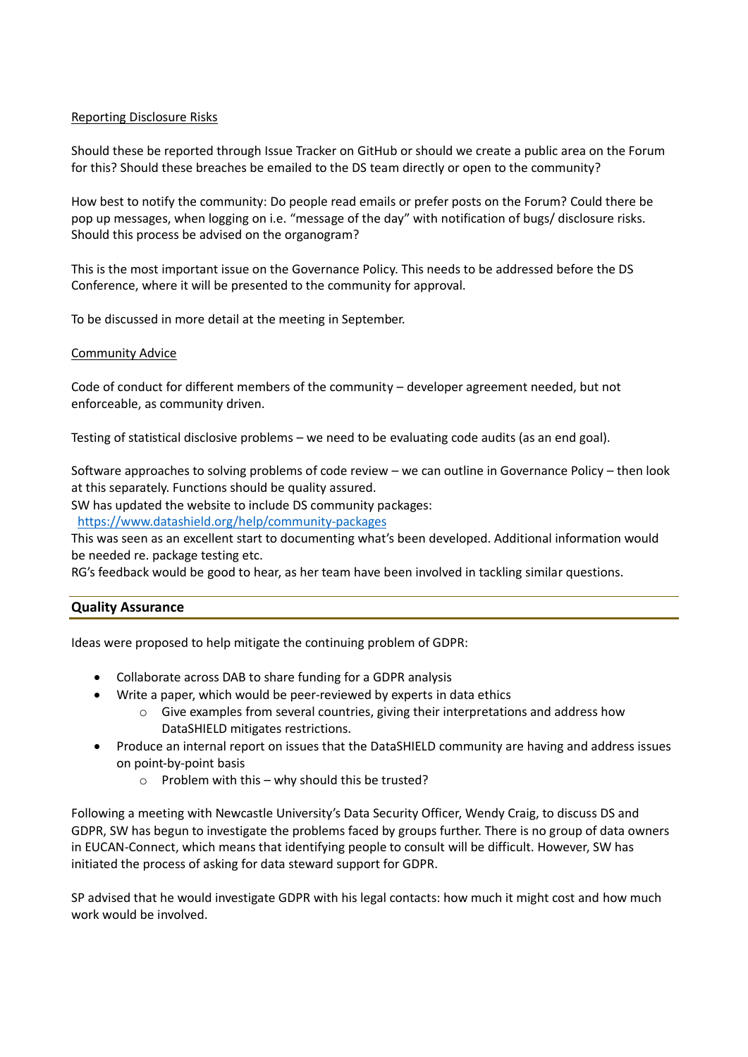Reporting Disclosure Risks

Should these be reported through Issue Tracker on GitHub or should we create a public area on the Forum for this? Should these breaches be emailed to the DS team directly or open to the community?

How best to notify the community: Do people read emails or prefer posts on the Forum? Could there be pop up messages, when logging on i.e. "message of the day" with notification of bugs/ disclosure risks. Should this process be advised on the organogram?

This is the most important issue on the Governance Policy. This needs to be addressed before the DS Conference, where it will be presented to the community for approval.

To be discussed in more detail at the meeting in September.

Community Advice

Code of conduct for different members of the community – developer agreement needed, but not enforceable, as community driven.

Testing of statistical disclosive problems – we need to be evaluating code audits (as an end goal).

Software approaches to solving problems of code review – we can outline in Governance Policy – then look at this separately. Functions should be quality assured.
SW has updated the website to include DS community packages:
https://www.datashield.org/help/community-packages
This was seen as an excellent start to documenting what's been developed. Additional information would be needed re. package testing etc.
RG's feedback would be good to hear, as her team have been involved in tackling similar questions.

## Quality Assurance

Ideas were proposed to help mitigate the continuing problem of GDPR:

- Collaborate across DAB to share funding for a GDPR analysis
- Write a paper, which would be peer-reviewed by experts in data ethics
    - Give examples from several countries, giving their interpretations and address how DataSHIELD mitigates restrictions.
- Produce an internal report on issues that the DataSHIELD community are having and address issues on point-by-point basis
    - Problem with this – why should this be trusted?

Following a meeting with Newcastle University's Data Security Officer, Wendy Craig, to discuss DS and GDPR, SW has begun to investigate the problems faced by groups further. There is no group of data owners in EUCAN-Connect, which means that identifying people to consult will be difficult. However, SW has initiated the process of asking for data steward support for GDPR.

SP advised that he would investigate GDPR with his legal contacts: how much it might cost and how much work would be involved.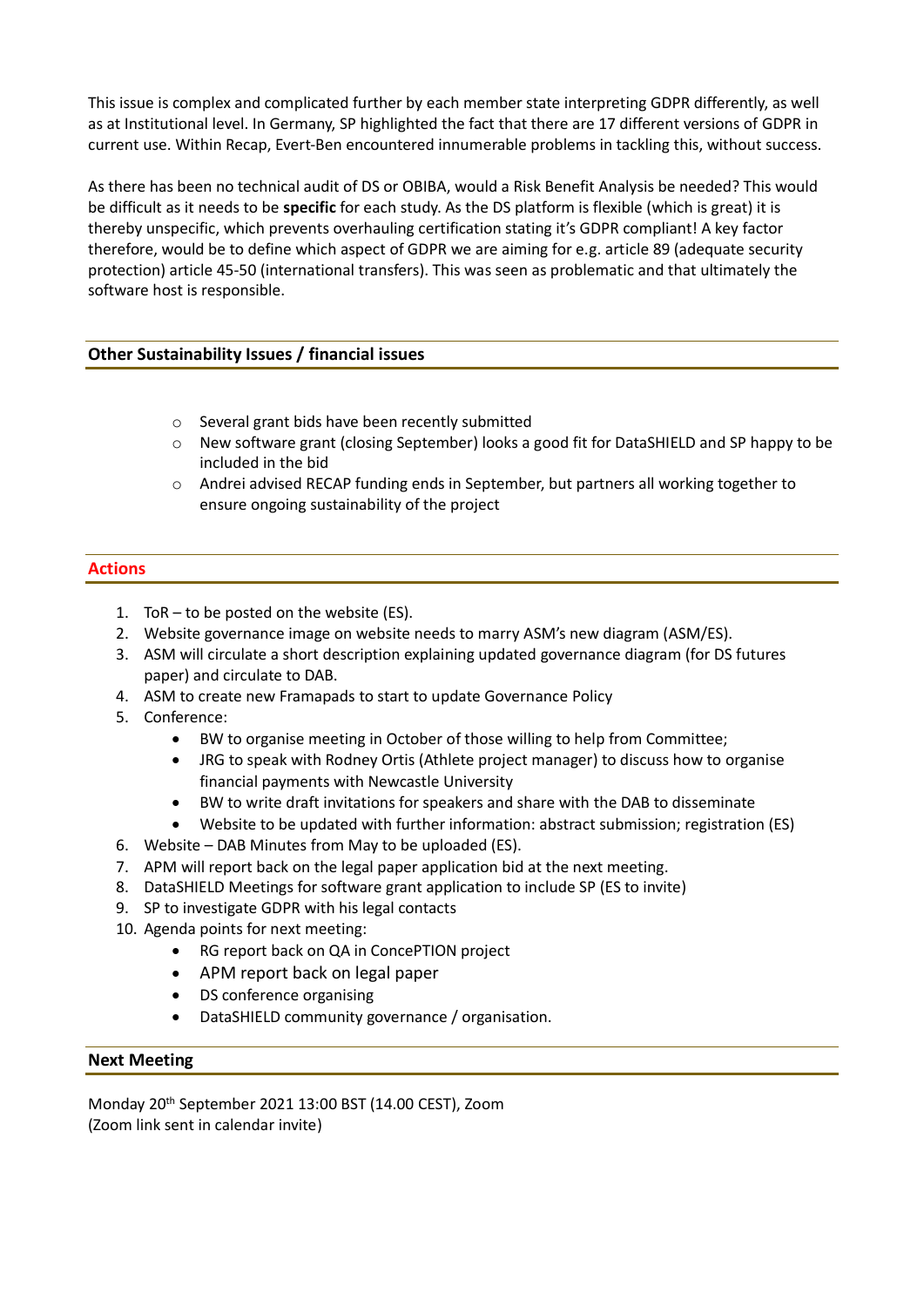This issue is complex and complicated further by each member state interpreting GDPR differently, as well as at Institutional level. In Germany, SP highlighted the fact that there are 17 different versions of GDPR in current use. Within Recap, Evert-Ben encountered innumerable problems in tackling this, without success.

As there has been no technical audit of DS or OBIBA, would a Risk Benefit Analysis be needed? This would be difficult as it needs to be **specific** for each study. As the DS platform is flexible (which is great) it is thereby unspecific, which prevents overhauling certification stating it's GDPR compliant! A key factor therefore, would be to define which aspect of GDPR we are aiming for e.g. article 89 (adequate security protection) article 45-50 (international transfers). This was seen as problematic and that ultimately the software host is responsible.

## Other Sustainability Issues / financial issues

- Several grant bids have been recently submitted
- New software grant (closing September) looks a good fit for DataSHIELD and SP happy to be included in the bid
- Andrei advised RECAP funding ends in September, but partners all working together to ensure ongoing sustainability of the project

## Actions

1. ToR – to be posted on the website (ES).
2. Website governance image on website needs to marry ASM's new diagram (ASM/ES).
3. ASM will circulate a short description explaining updated governance diagram (for DS futures paper) and circulate to DAB.
4. ASM to create new Framapads to start to update Governance Policy
5. Conference:
   - BW to organise meeting in October of those willing to help from Committee;
   - JRG to speak with Rodney Ortis (Athlete project manager) to discuss how to organise financial payments with Newcastle University
   - BW to write draft invitations for speakers and share with the DAB to disseminate
   - Website to be updated with further information: abstract submission; registration (ES)
6. Website – DAB Minutes from May to be uploaded (ES).
7. APM will report back on the legal paper application bid at the next meeting.
8. DataSHIELD Meetings for software grant application to include SP (ES to invite)
9. SP to investigate GDPR with his legal contacts
10. Agenda points for next meeting:
    - RG report back on QA in ConcePTION project
    - APM report back on legal paper
    - DS conference organising
    - DataSHIELD community governance / organisation.

## Next Meeting

Monday 20th September 2021 13:00 BST (14.00 CEST), Zoom
(Zoom link sent in calendar invite)